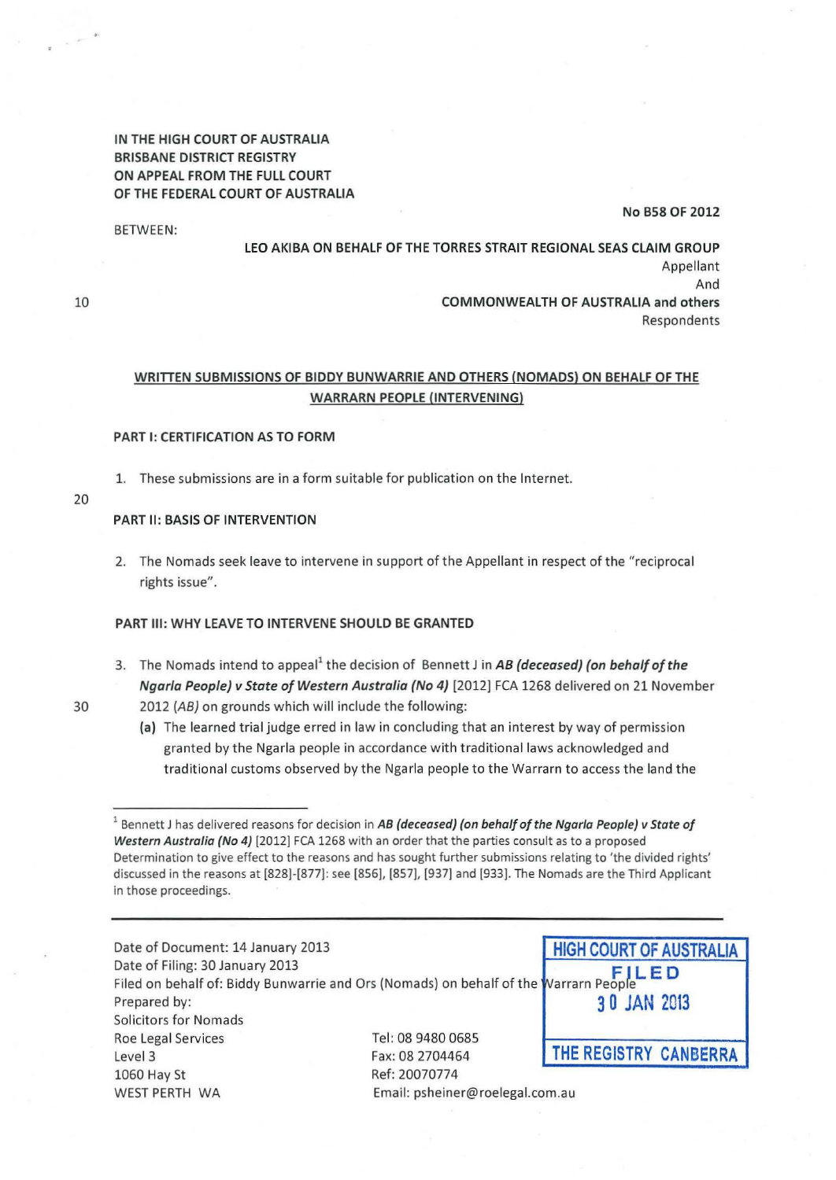IN THE HIGH COURT OF AUSTRALIA
BRISBANE DISTRICT REGISTRY
ON APPEAL FROM THE FULL COURT
OF THE FEDERAL COURT OF AUSTRALIA

No B58 OF 2012

BETWEEN:

**LEO AKIBA ON BEHALF OF THE TORRES STRAIT REGIONAL SEAS CLAIM GROUP**
Appellant
And
**COMMONWEALTH OF AUSTRALIA and others**
Respondents

**WRITTEN SUBMISSIONS OF BIDDY BUNWARRIE AND OTHERS (NOMADS) ON BEHALF OF THE WARRARN PEOPLE (INTERVENING)**

**PART I: CERTIFICATION AS TO FORM**

1. These submissions are in a form suitable for publication on the Internet.

**PART II: BASIS OF INTERVENTION**

2. The Nomads seek leave to intervene in support of the Appellant in respect of the "reciprocal rights issue".

**PART III: WHY LEAVE TO INTERVENE SHOULD BE GRANTED**

3. The Nomads intend to appeal[1] the decision of Bennett J in ***AB (deceased) (on behalf of the Ngarla People) v State of Western Australia (No 4)*** [2012] FCA 1268 delivered on 21 November 2012 (*AB*) on grounds which will include the following:
   **(a)** The learned trial judge erred in law in concluding that an interest by way of permission granted by the Ngarla people in accordance with traditional laws acknowledged and traditional customs observed by the Ngarla people to the Warrarn to access the land the

[1] Bennett J has delivered reasons for decision in ***AB (deceased) (on behalf of the Ngarla People) v State of Western Australia (No 4)*** [2012] FCA 1268 with an order that the parties consult as to a proposed Determination to give effect to the reasons and has sought further submissions relating to 'the divided rights' discussed in the reasons at [828]-[877]: see [856], [857], [937] and [933]. The Nomads are the Third Applicant in those proceedings.

Date of Document: 14 January 2013
Date of Filing: 30 January 2013
Filed on behalf of: Biddy Bunwarrie and Ors (Nomads) on behalf of the Warrarn People
Prepared by:
Solicitors for Nomads
Roe Legal Services
Level 3
1060 Hay St
WEST PERTH WA

Tel: 08 9480 0685
Fax: 08 2704464
Ref: 20070774
Email: psheiner@roelegal.com.au

HIGH COURT OF AUSTRALIA
FILED
30 JAN 2013
THE REGISTRY CANBERRA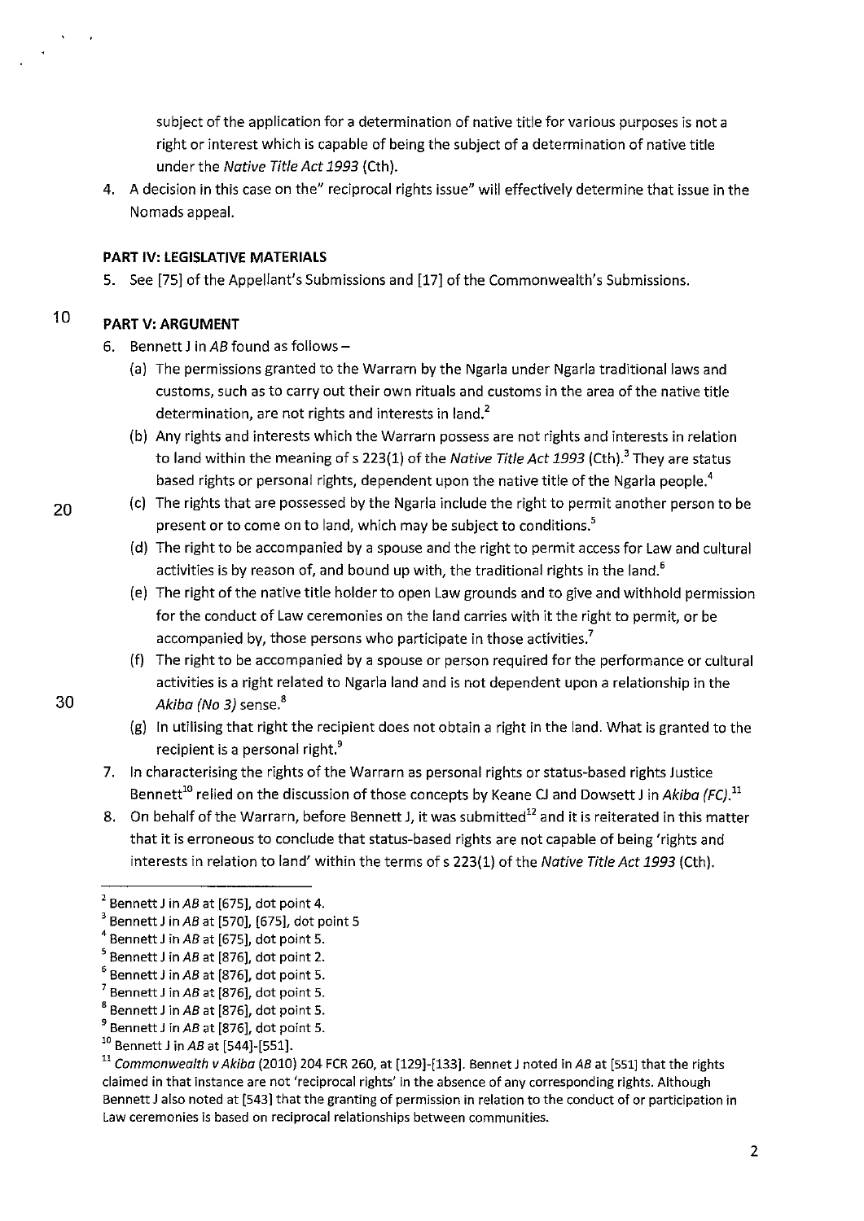subject of the application for a determination of native title for various purposes is not a right or interest which is capable of being the subject of a determination of native title under the *Native Title Act 1993* (Cth).

4. A decision in this case on the" reciprocal rights issue" will effectively determine that issue in the Nomads appeal.

**PART IV: LEGISLATIVE MATERIALS**

5. See [75] of the Appellant's Submissions and [17] of the Commonwealth's Submissions.

**PART V: ARGUMENT**

6. Bennett J in *AB* found as follows –
   (a) The permissions granted to the Warrarn by the Ngarla under Ngarla traditional laws and customs, such as to carry out their own rituals and customs in the area of the native title determination, are not rights and interests in land.[2]
   (b) Any rights and interests which the Warrarn possess are not rights and interests in relation to land within the meaning of s 223(1) of the *Native Title Act 1993* (Cth).[3] They are status based rights or personal rights, dependent upon the native title of the Ngarla people.[4]
   (c) The rights that are possessed by the Ngarla include the right to permit another person to be present or to come on to land, which may be subject to conditions.[5]
   (d) The right to be accompanied by a spouse and the right to permit access for Law and cultural activities is by reason of, and bound up with, the traditional rights in the land.[6]
   (e) The right of the native title holder to open Law grounds and to give and withhold permission for the conduct of Law ceremonies on the land carries with it the right to permit, or be accompanied by, those persons who participate in those activities.[7]
   (f) The right to be accompanied by a spouse or person required for the performance or cultural activities is a right related to Ngarla land and is not dependent upon a relationship in the *Akiba (No 3)* sense.[8]
   (g) In utilising that right the recipient does not obtain a right in the land. What is granted to the recipient is a personal right.[9]

7. In characterising the rights of the Warrarn as personal rights or status-based rights Justice Bennett[10] relied on the discussion of those concepts by Keane CJ and Dowsett J in *Akiba (FC)*.[11]

8. On behalf of the Warrarn, before Bennett J, it was submitted[12] and it is reiterated in this matter that it is erroneous to conclude that status-based rights are not capable of being 'rights and interests in relation to land' within the terms of s 223(1) of the *Native Title Act 1993* (Cth).

---

[2] Bennett J in *AB* at [675], dot point 4.
[3] Bennett J in *AB* at [570], [675], dot point 5
[4] Bennett J in *AB* at [675], dot point 5.
[5] Bennett J in *AB* at [876], dot point 2.
[6] Bennett J in *AB* at [876], dot point 5.
[7] Bennett J in *AB* at [876], dot point 5.
[8] Bennett J in *AB* at [876], dot point 5.
[9] Bennett J in *AB* at [876], dot point 5.
[10] Bennett J in *AB* at [544]-[551].
[11] *Commonwealth v Akiba* (2010) 204 FCR 260, at [129]-[133]. Bennet J noted in *AB* at [551] that the rights claimed in that instance are not 'reciprocal rights' in the absence of any corresponding rights. Although Bennett J also noted at [543] that the granting of permission in relation to the conduct of or participation in Law ceremonies is based on reciprocal relationships between communities.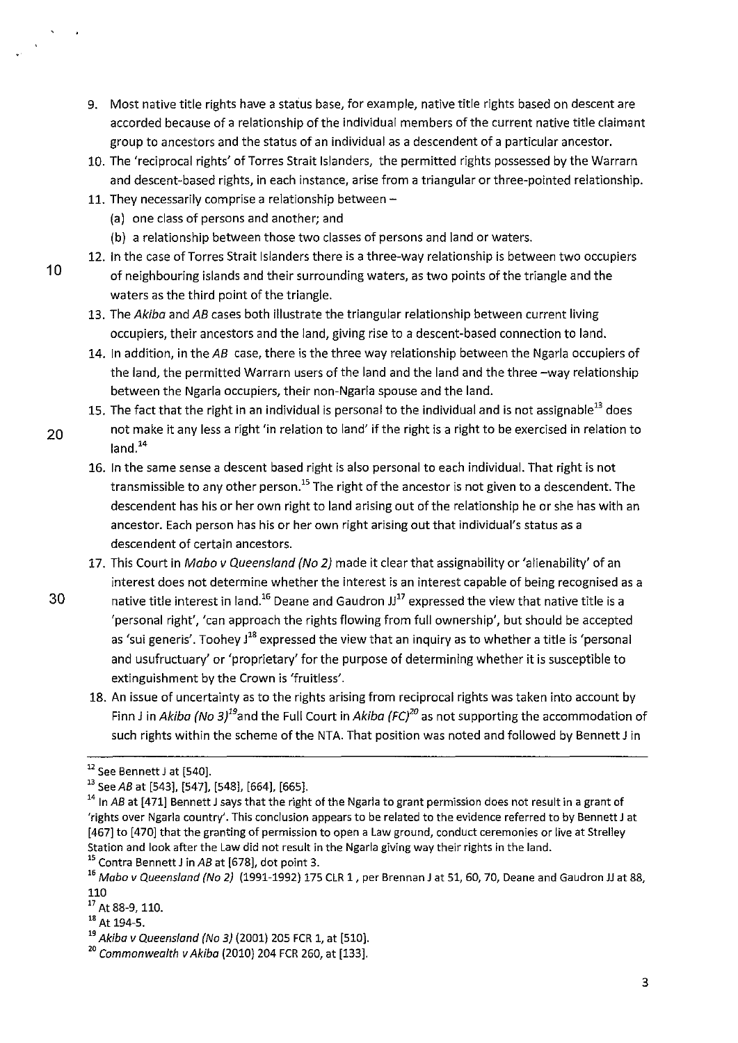9. Most native title rights have a status base, for example, native title rights based on descent are accorded because of a relationship of the individual members of the current native title claimant group to ancestors and the status of an individual as a descendent of a particular ancestor.
10. The 'reciprocal rights' of Torres Strait Islanders, the permitted rights possessed by the Warrarn and descent-based rights, in each instance, arise from a triangular or three-pointed relationship.
11. They necessarily comprise a relationship between –
    (a) one class of persons and another; and
    (b) a relationship between those two classes of persons and land or waters.
12. In the case of Torres Strait Islanders there is a three-way relationship is between two occupiers of neighbouring islands and their surrounding waters, as two points of the triangle and the waters as the third point of the triangle.
13. The *Akiba* and *AB* cases both illustrate the triangular relationship between current living occupiers, their ancestors and the land, giving rise to a descent-based connection to land.
14. In addition, in the *AB* case, there is the three way relationship between the Ngarla occupiers of the land, the permitted Warrarn users of the land and the land and the three –way relationship between the Ngarla occupiers, their non-Ngarla spouse and the land.
15. The fact that the right in an individual is personal to the individual and is not assignable[13] does not make it any less a right 'in relation to land' if the right is a right to be exercised in relation to land.[14]
16. In the same sense a descent based right is also personal to each individual. That right is not transmissible to any other person.[15] The right of the ancestor is not given to a descendent. The descendent has his or her own right to land arising out of the relationship he or she has with an ancestor. Each person has his or her own right arising out that individual's status as a descendent of certain ancestors.
17. This Court in *Mabo v Queensland (No 2)* made it clear that assignability or 'alienability' of an interest does not determine whether the interest is an interest capable of being recognised as a native title interest in land.[16] Deane and Gaudron JJ[17] expressed the view that native title is a 'personal right', 'can approach the rights flowing from full ownership', but should be accepted as 'sui generis'. Toohey J[18] expressed the view that an inquiry as to whether a title is 'personal and usufructuary' or 'proprietary' for the purpose of determining whether it is susceptible to extinguishment by the Crown is 'fruitless'.
18. An issue of uncertainty as to the rights arising from reciprocal rights was taken into account by Finn J in *Akiba (No 3)*[19] and the Full Court in *Akiba (FC)*[20] as not supporting the accommodation of such rights within the scheme of the NTA. That position was noted and followed by Bennett J in

---

[12] See Bennett J at [540].

[13] See *AB* at [543], [547], [548], [664], [665].

[14] In *AB* at [471] Bennett J says that the right of the Ngarla to grant permission does not result in a grant of 'rights over Ngarla country'. This conclusion appears to be related to the evidence referred to by Bennett J at [467] to [470] that the granting of permission to open a Law ground, conduct ceremonies or live at Strelley Station and look after the Law did not result in the Ngarla giving way their rights in the land.

[15] Contra Bennett J in *AB* at [678], dot point 3.

[16] *Mabo v Queensland (No 2)* (1991-1992) 175 CLR 1, per Brennan J at 51, 60, 70, Deane and Gaudron JJ at 88, 110

[17] At 88-9, 110.

[18] At 194-5.

[19] *Akiba v Queensland (No 3)* (2001) 205 FCR 1, at [510].

[20] *Commonwealth v Akiba* (2010) 204 FCR 260, at [133].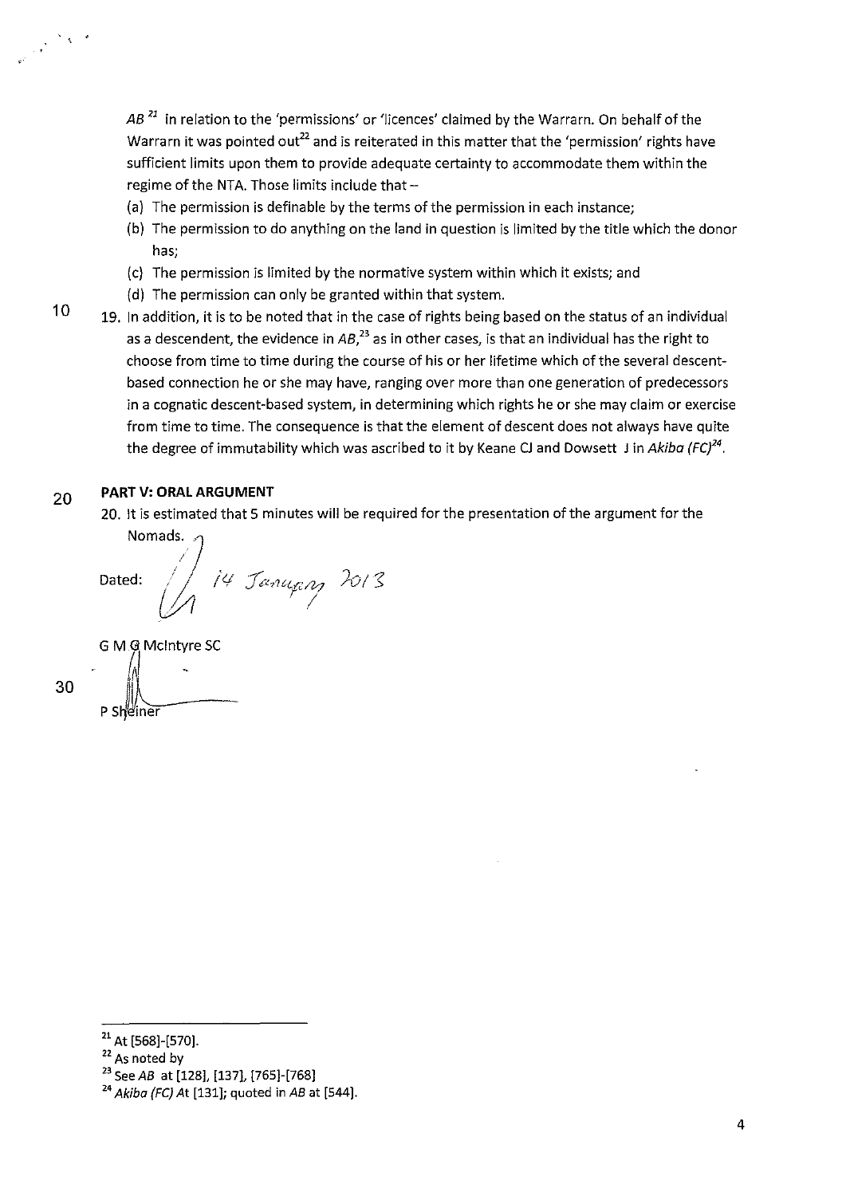*AB* [21] in relation to the 'permissions' or 'licences' claimed by the Warrarn. On behalf of the Warrarn it was pointed out[22] and is reiterated in this matter that the 'permission' rights have sufficient limits upon them to provide adequate certainty to accommodate them within the regime of the NTA. Those limits include that –

(a) The permission is definable by the terms of the permission in each instance;
(b) The permission to do anything on the land in question is limited by the title which the donor has;
(c) The permission is limited by the normative system within which it exists; and
(d) The permission can only be granted within that system.

19. In addition, it is to be noted that in the case of rights being based on the status of an individual as a descendent, the evidence in *AB*,[23] as in other cases, is that an individual has the right to choose from time to time during the course of his or her lifetime which of the several descent-based connection he or she may have, ranging over more than one generation of predecessors in a cognatic descent-based system, in determining which rights he or she may claim or exercise from time to time. The consequence is that the element of descent does not always have quite the degree of immutability which was ascribed to it by Keane CJ and Dowsett J in *Akiba (FC)*[24].

**PART V: ORAL ARGUMENT**

20. It is estimated that 5 minutes will be required for the presentation of the argument for the Nomads.

Dated: 14 January 2013

G M G McIntyre SC

P Sheiner

---

[21] At [568]-[570].

[22] As noted by

[23] See *AB* at [128], [137], [765]-[768]

[24] *Akiba (FC)* At [131]; quoted in *AB* at [544].